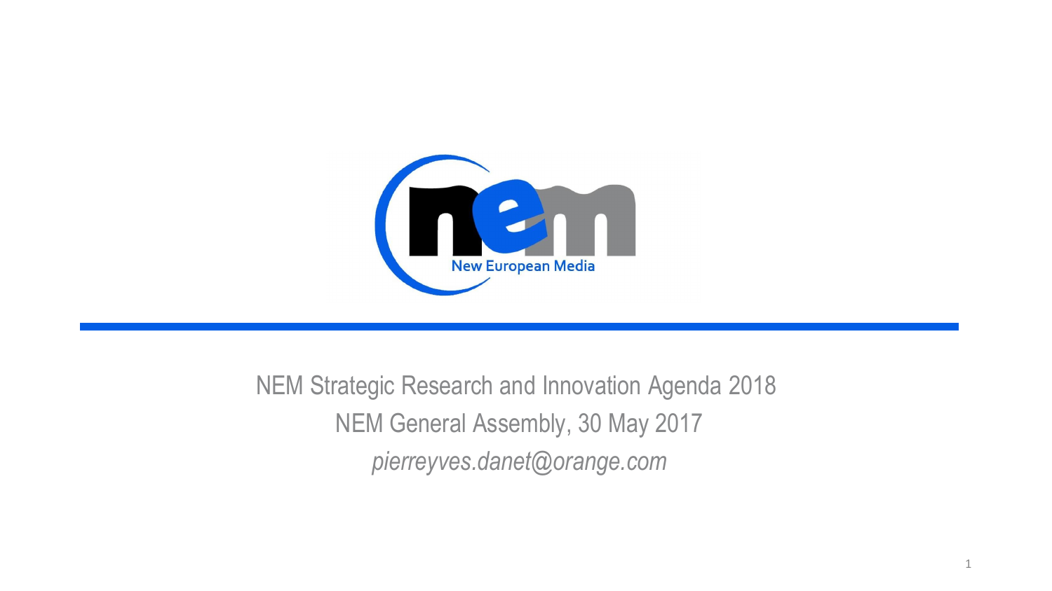nem

New European Media

NEM Strategic Research and Innovation Agenda 2018

NEM General Assembly, 30 May 2017

*pierreyves.danet@orange.com*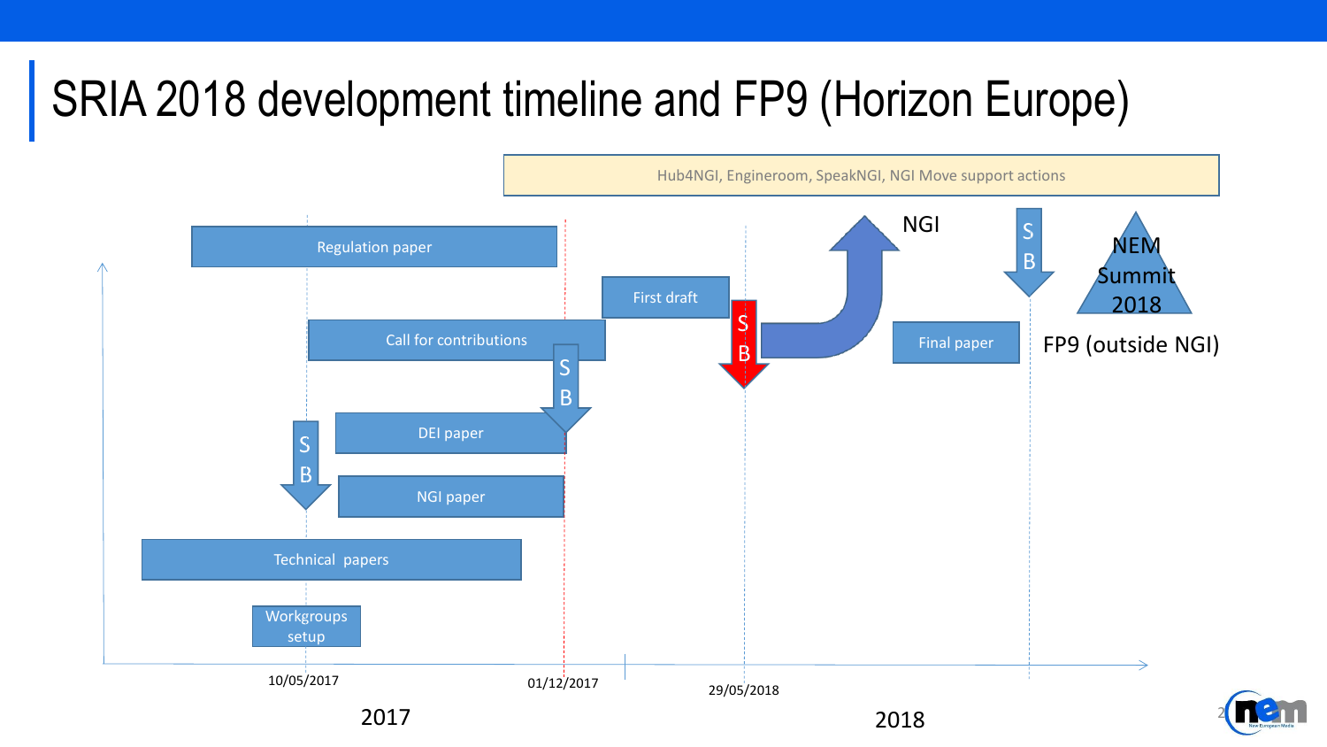# SRIA 2018 development timeline and FP9 (Horizon Europe)

Hub4NGI, Engineroom, SpeakNGI, NGI Move support actions

Regulation paper

First draft

Call for contributions

S B

S B

NGI

S B

NEM Summit 2018

Final paper

FP9 (outside NGI)

DEI paper

S B

NGI paper

Technical papers

Workgroups setup

10/05/2017

01/12/2017

29/05/2018

2017

2018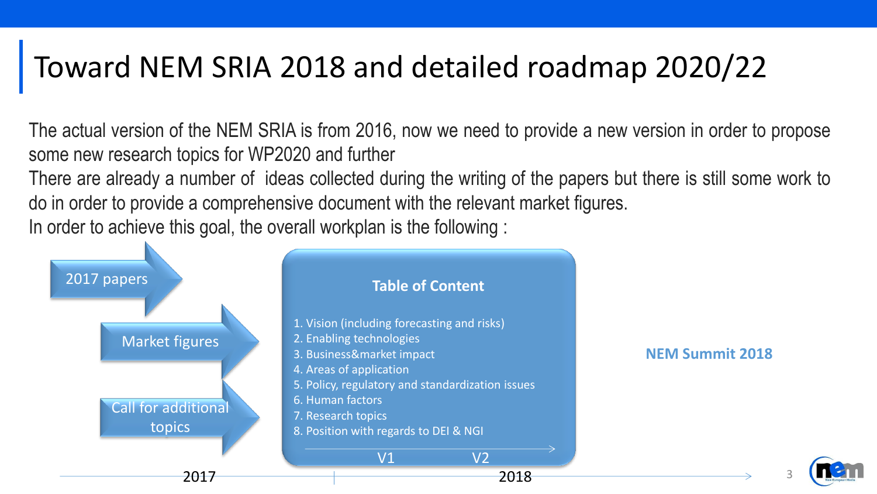# Toward NEM SRIA 2018 and detailed roadmap 2020/22

The actual version of the NEM SRIA is from 2016, now we need to provide a new version in order to propose some new research topics for WP2020 and further

There are already a number of ideas collected during the writing of the papers but there is still some work to do in order to provide a comprehensive document with the relevant market figures.

In order to achieve this goal, the overall workplan is the following :

- 2017 papers
- Market figures
- Call for additional topics

**Table of Content**

1. Vision (including forecasting and risks)
2. Enabling technologies
3. Business&market impact
4. Areas of application
5. Policy, regulatory and standardization issues
6. Human factors
7. Research topics
8. Position with regards to DEI & NGI

V1 V2

**NEM Summit 2018**

2017 | 2018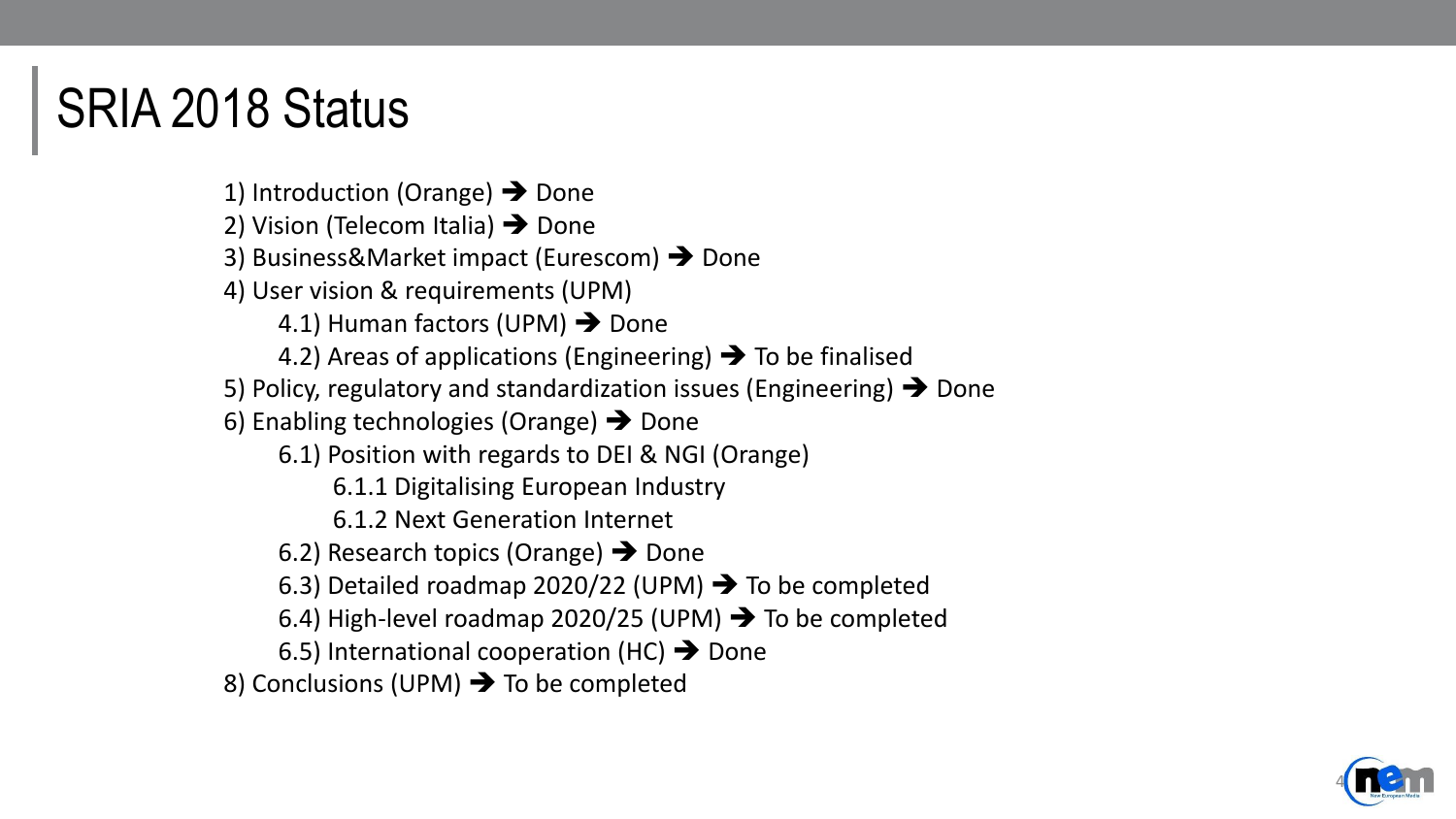# SRIA 2018 Status

1) Introduction (Orange) ➔ Done
2) Vision (Telecom Italia) ➔ Done
3) Business&Market impact (Eurescom) ➔ Done
4) User vision & requirements (UPM)
    - 4.1) Human factors (UPM) ➔ Done
    - 4.2) Areas of applications (Engineering) ➔ To be finalised
5) Policy, regulatory and standardization issues (Engineering) ➔ Done
6) Enabling technologies (Orange) ➔ Done
    - 6.1) Position with regards to DEI & NGI (Orange)
        - 6.1.1 Digitalising European Industry
        - 6.1.2 Next Generation Internet
    - 6.2) Research topics (Orange) ➔ Done
    - 6.3) Detailed roadmap 2020/22 (UPM) ➔ To be completed
    - 6.4) High-level roadmap 2020/25 (UPM) ➔ To be completed
    - 6.5) International cooperation (HC) ➔ Done
8) Conclusions (UPM) ➔ To be completed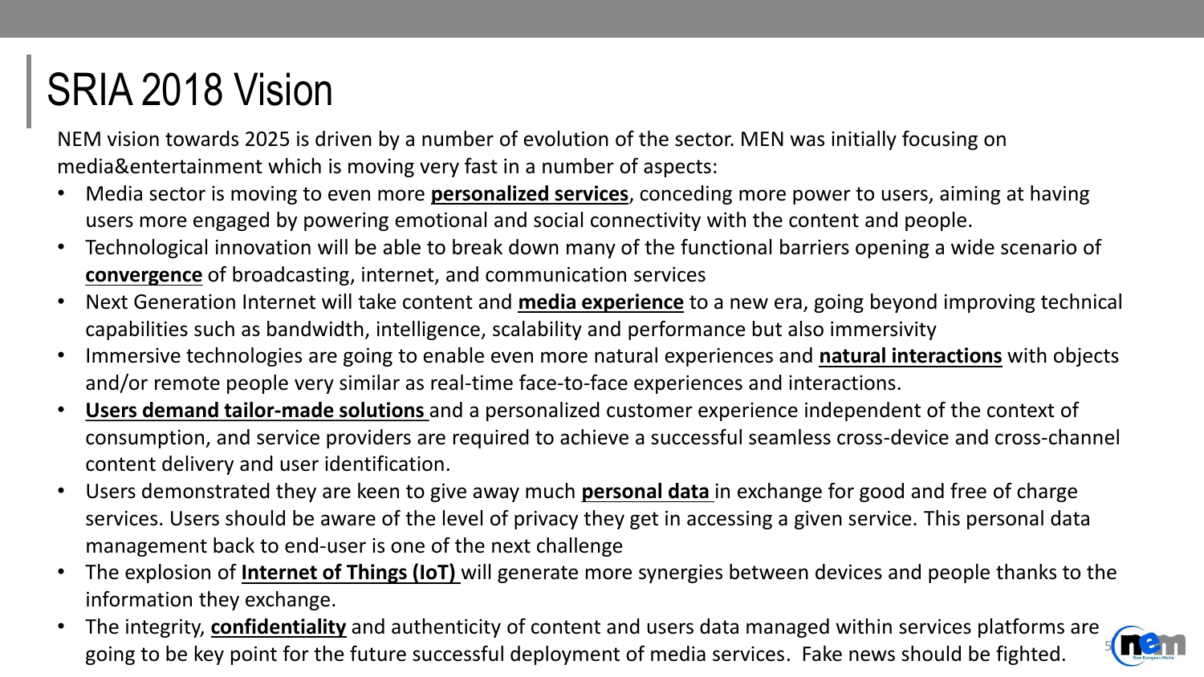# SRIA 2018 Vision

NEM vision towards 2025 is driven by a number of evolution of the sector. MEN was initially focusing on media&entertainment which is moving very fast in a number of aspects:

- Media sector is moving to even more **personalized services**, conceding more power to users, aiming at having users more engaged by powering emotional and social connectivity with the content and people.
- Technological innovation will be able to break down many of the functional barriers opening a wide scenario of **convergence** of broadcasting, internet, and communication services
- Next Generation Internet will take content and **media experience** to a new era, going beyond improving technical capabilities such as bandwidth, intelligence, scalability and performance but also immersivity
- Immersive technologies are going to enable even more natural experiences and **natural interactions** with objects and/or remote people very similar as real-time face-to-face experiences and interactions.
- **Users demand tailor-made solutions** and a personalized customer experience independent of the context of consumption, and service providers are required to achieve a successful seamless cross-device and cross-channel content delivery and user identification.
- Users demonstrated they are keen to give away much **personal data** in exchange for good and free of charge services. Users should be aware of the level of privacy they get in accessing a given service. This personal data management back to end-user is one of the next challenge
- The explosion of **Internet of Things (IoT)** will generate more synergies between devices and people thanks to the information they exchange.
- The integrity, **confidentiality** and authenticity of content and users data managed within services platforms are going to be key point for the future successful deployment of media services. Fake news should be fighted.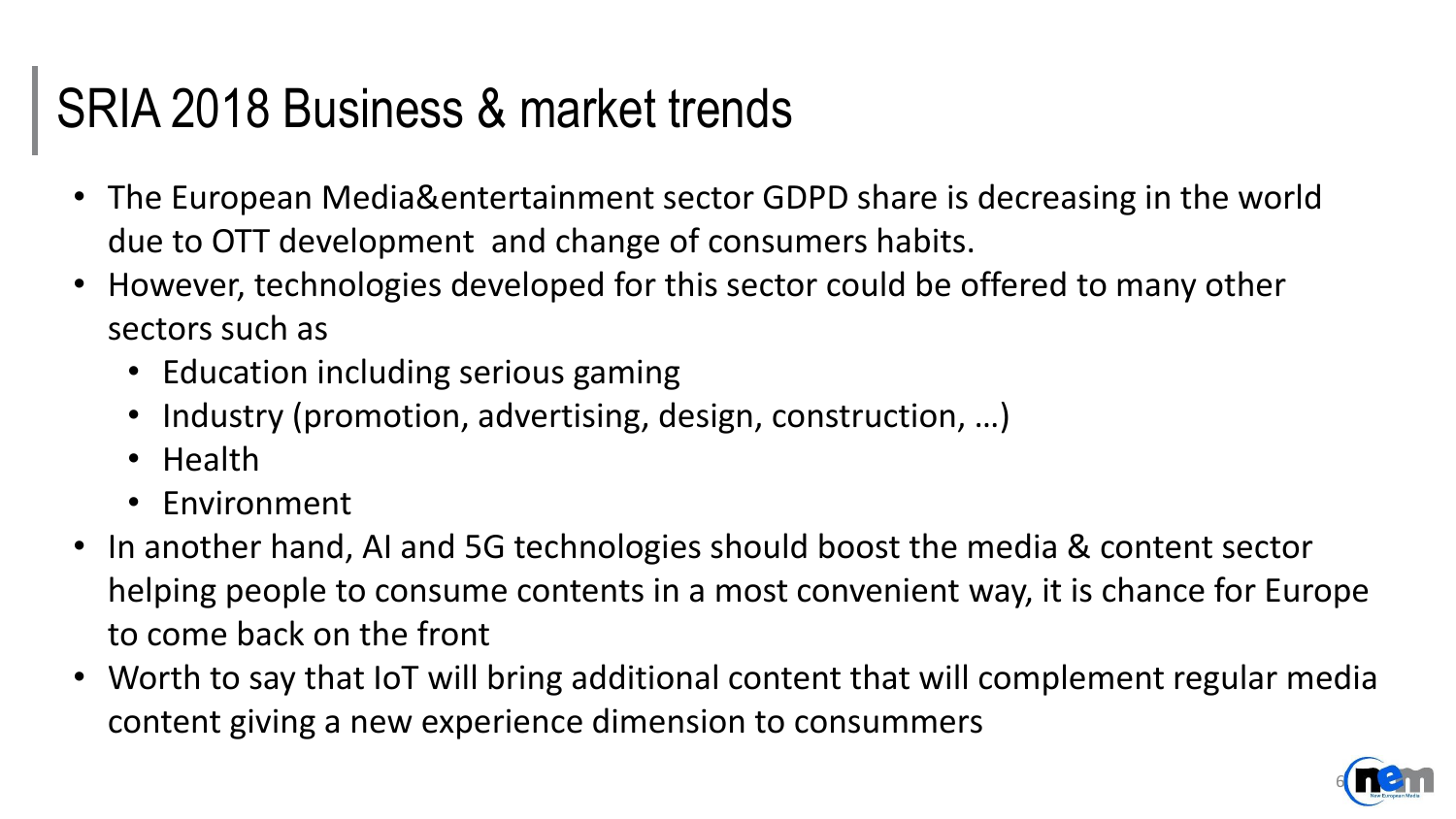# SRIA 2018 Business & market trends

- The European Media&entertainment sector GDPD share is decreasing in the world due to OTT development  and change of consumers habits.
- However, technologies developed for this sector could be offered to many other sectors such as
  - Education including serious gaming
  - Industry (promotion, advertising, design, construction, …)
  - Health
  - Environment
- In another hand, AI and 5G technologies should boost the media & content sector helping people to consume contents in a most convenient way, it is chance for Europe to come back on the front
- Worth to say that IoT will bring additional content that will complement regular media content giving a new experience dimension to consummers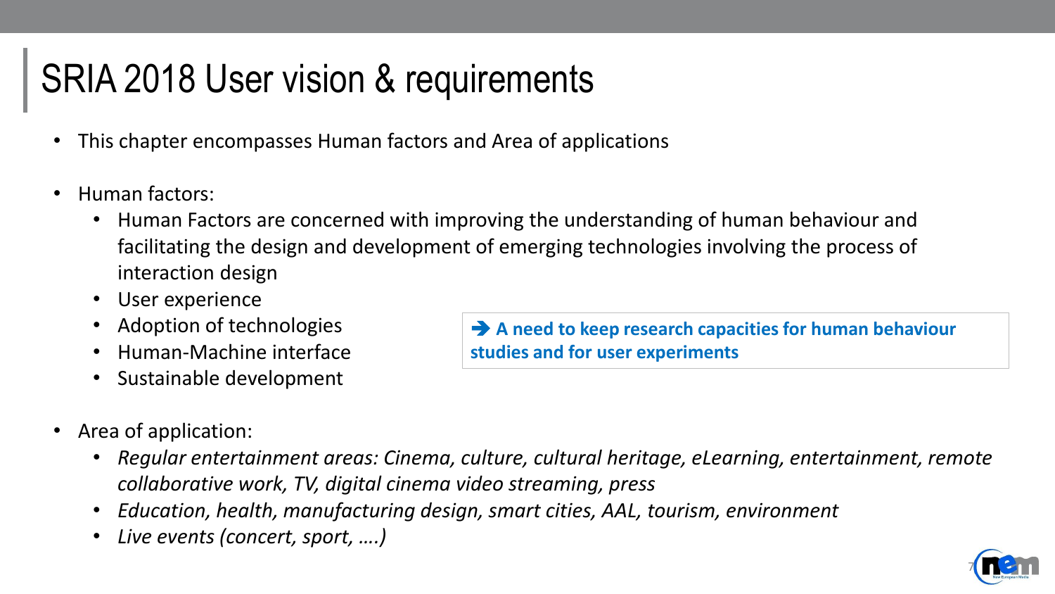# SRIA 2018 User vision & requirements

- This chapter encompasses Human factors and Area of applications
- Human factors:
  - Human Factors are concerned with improving the understanding of human behaviour and facilitating the design and development of emerging technologies involving the process of interaction design
  - User experience
  - Adoption of technologies
  - Human-Machine interface
  - Sustainable development

**➔ A need to keep research capacities for human behaviour studies and for user experiments**

- Area of application:
  - *Regular entertainment areas: Cinema, culture, cultural heritage, eLearning, entertainment, remote collaborative work, TV, digital cinema video streaming, press*
  - *Education, health, manufacturing design, smart cities, AAL, tourism, environment*
  - *Live events (concert, sport, ….)*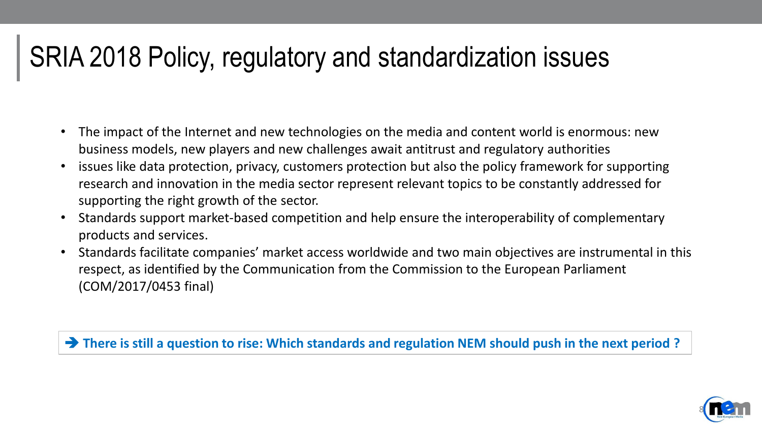# SRIA 2018 Policy, regulatory and standardization issues

- The impact of the Internet and new technologies on the media and content world is enormous: new business models, new players and new challenges await antitrust and regulatory authorities
- issues like data protection, privacy, customers protection but also the policy framework for supporting research and innovation in the media sector represent relevant topics to be constantly addressed for supporting the right growth of the sector.
- Standards support market-based competition and help ensure the interoperability of complementary products and services.
- Standards facilitate companies' market access worldwide and two main objectives are instrumental in this respect, as identified by the Communication from the Commission to the European Parliament (COM/2017/0453 final)

**➔ There is still a question to rise: Which standards and regulation NEM should push in the next period ?**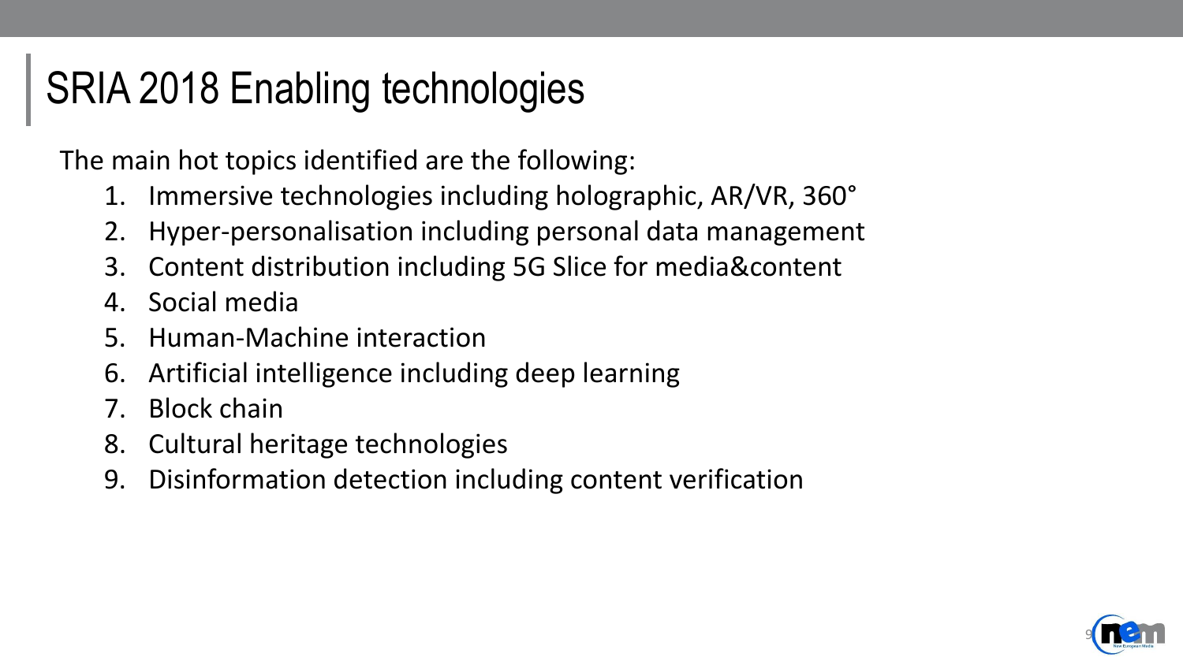# SRIA 2018 Enabling technologies

The main hot topics identified are the following:

1. Immersive technologies including holographic, AR/VR, 360°
2. Hyper-personalisation including personal data management
3. Content distribution including 5G Slice for media&content
4. Social media
5. Human-Machine interaction
6. Artificial intelligence including deep learning
7. Block chain
8. Cultural heritage technologies
9. Disinformation detection including content verification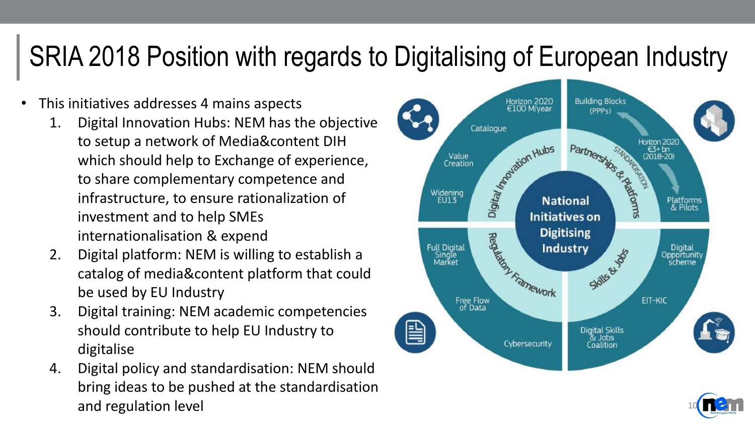# SRIA 2018 Position with regards to Digitalising of European Industry

- This initiatives addresses 4 mains aspects
  1. Digital Innovation Hubs: NEM has the objective to setup a network of Media&content DIH which should help to Exchange of experience, to share complementary competence and infrastructure, to ensure rationalization of investment and to help SMEs internationalisation & expend
  2. Digital platform: NEM is willing to establish a catalog of media&content platform that could be used by EU Industry
  3. Digital training: NEM academic competencies should contribute to help EU Industry to digitalise
  4. Digital policy and standardisation: NEM should bring ideas to be pushed at the standardisation and regulation level

National Initiatives on Digitising Industry

Digital Innovation Hubs

Horizon 2020 €100 M/year

Catalogue

Value Creation

Widening EU13

Partnerships & Platforms

STANDARDISATION

Building Blocks (PPPs)

Horizon 2020 €3+ bn (2018-20)

Platforms & Pilots

Regulatory Framework

Full Digital Single Market

Free Flow of Data

Cybersecurity

Skills & Jobs

Digital Opportunity scheme

EIT-KIC

Digital Skills & Jobs Coalition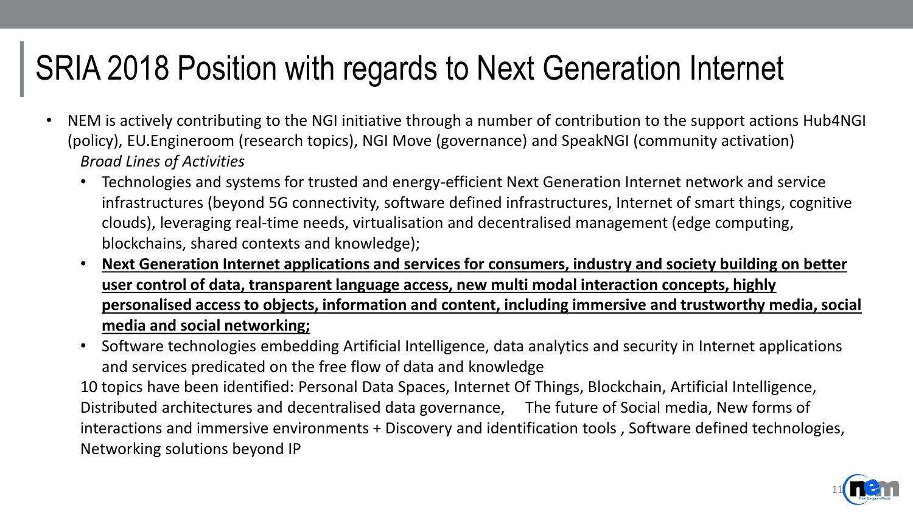# SRIA 2018 Position with regards to Next Generation Internet

- NEM is actively contributing to the NGI initiative through a number of contribution to the support actions Hub4NGI (policy), EU.Engineroom (research topics), NGI Move (governance) and SpeakNGI (community activation)

  *Broad Lines of Activities*

  - Technologies and systems for trusted and energy-efficient Next Generation Internet network and service infrastructures (beyond 5G connectivity, software defined infrastructures, Internet of smart things, cognitive clouds), leveraging real-time needs, virtualisation and decentralised management (edge computing, blockchains, shared contexts and knowledge);
  - **<u>Next Generation Internet applications and services for consumers, industry and society building on better user control of data, transparent language access, new multi modal interaction concepts, highly personalised access to objects, information and content, including immersive and trustworthy media, social media and social networking;</u>**
  - Software technologies embedding Artificial Intelligence, data analytics and security in Internet applications and services predicated on the free flow of data and knowledge

  10 topics have been identified: Personal Data Spaces, Internet Of Things, Blockchain, Artificial Intelligence, Distributed architectures and decentralised data governance, The future of Social media, New forms of interactions and immersive environments + Discovery and identification tools , Software defined technologies, Networking solutions beyond IP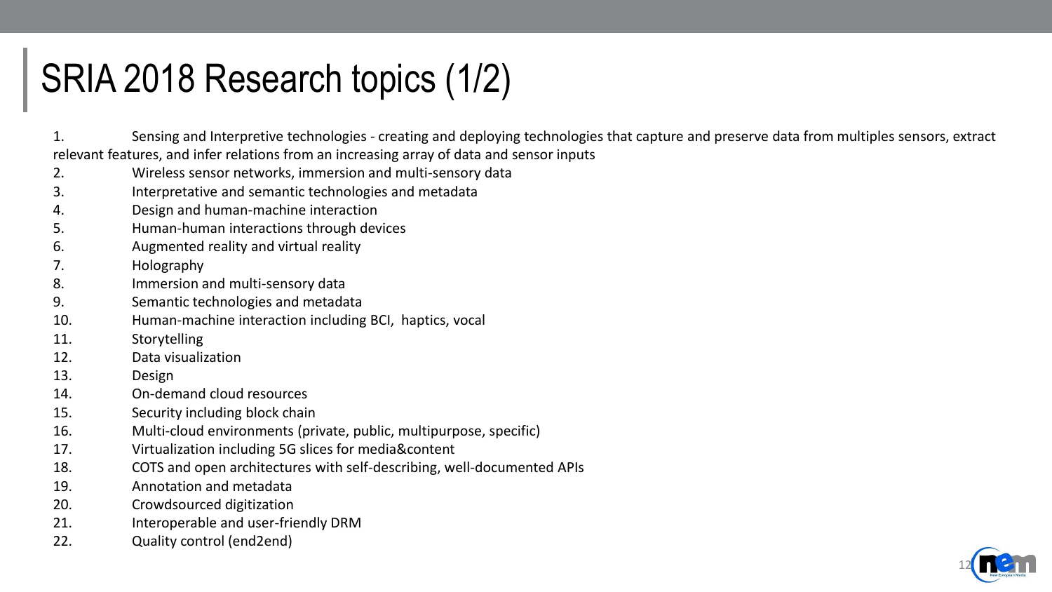# SRIA 2018 Research topics (1/2)

1. Sensing and Interpretive technologies - creating and deploying technologies that capture and preserve data from multiples sensors, extract relevant features, and infer relations from an increasing array of data and sensor inputs
2. Wireless sensor networks, immersion and multi-sensory data
3. Interpretative and semantic technologies and metadata
4. Design and human-machine interaction
5. Human-human interactions through devices
6. Augmented reality and virtual reality
7. Holography
8. Immersion and multi-sensory data
9. Semantic technologies and metadata
10. Human-machine interaction including BCI,  haptics, vocal
11. Storytelling
12. Data visualization
13. Design
14. On-demand cloud resources
15. Security including block chain
16. Multi-cloud environments (private, public, multipurpose, specific)
17. Virtualization including 5G slices for media&content
18. COTS and open architectures with self-describing, well-documented APIs
19. Annotation and metadata
20. Crowdsourced digitization
21. Interoperable and user-friendly DRM
22. Quality control (end2end)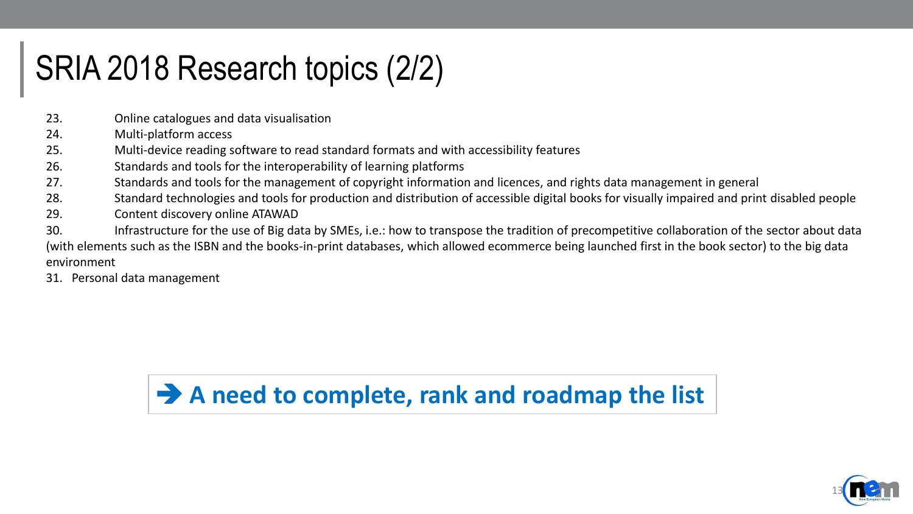# SRIA 2018 Research topics (2/2)

23. Online catalogues and data visualisation
24. Multi-platform access
25. Multi-device reading software to read standard formats and with accessibility features
26. Standards and tools for the interoperability of learning platforms
27. Standards and tools for the management of copyright information and licences, and rights data management in general
28. Standard technologies and tools for production and distribution of accessible digital books for visually impaired and print disabled people
29. Content discovery online ATAWAD
30. Infrastructure for the use of Big data by SMEs, i.e.: how to transpose the tradition of precompetitive collaboration of the sector about data (with elements such as the ISBN and the books-in-print databases, which allowed ecommerce being launched first in the book sector) to the big data environment
31. Personal data management

**➔ A need to complete, rank and roadmap the list**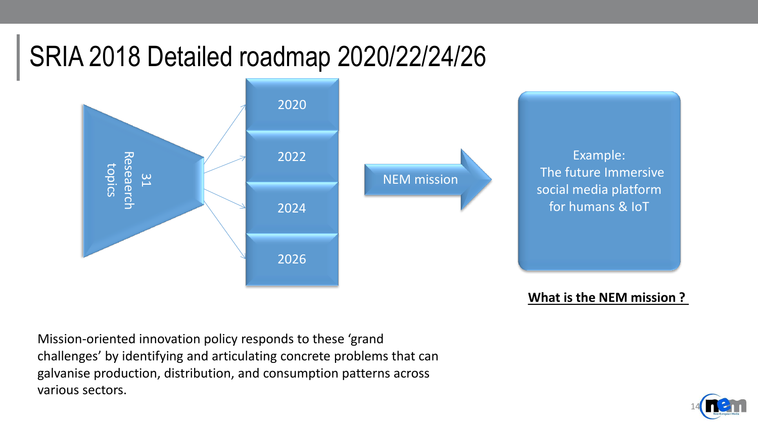# SRIA 2018 Detailed roadmap 2020/22/24/26

31 Reseaerch topics

2020

2022

2024

2026

NEM mission

Example:
The future Immersive social media platform for humans & IoT

**What is the NEM mission ?**

Mission-oriented innovation policy responds to these 'grand challenges' by identifying and articulating concrete problems that can galvanise production, distribution, and consumption patterns across various sectors.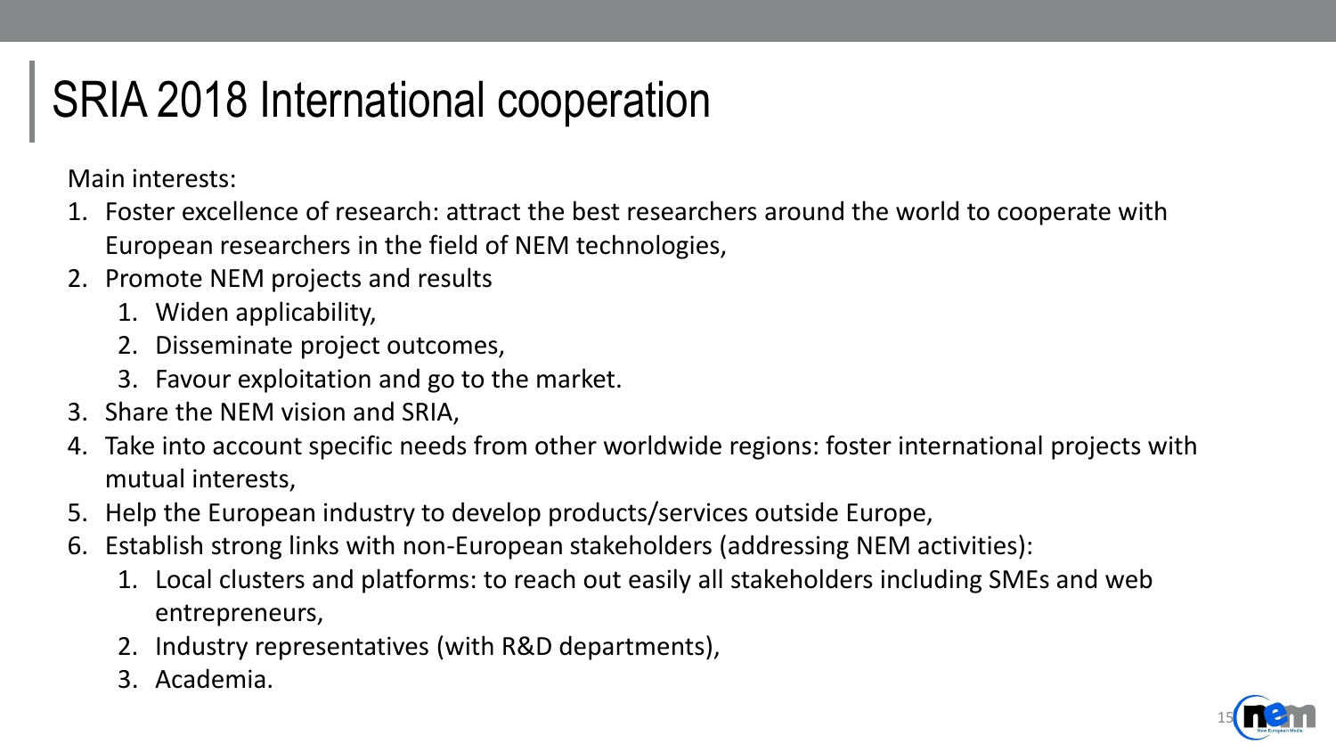# SRIA 2018 International cooperation

Main interests:

1. Foster excellence of research: attract the best researchers around the world to cooperate with European researchers in the field of NEM technologies,
2. Promote NEM projects and results
   1. Widen applicability,
   2. Disseminate project outcomes,
   3. Favour exploitation and go to the market.
3. Share the NEM vision and SRIA,
4. Take into account specific needs from other worldwide regions: foster international projects with mutual interests,
5. Help the European industry to develop products/services outside Europe,
6. Establish strong links with non-European stakeholders (addressing NEM activities):
   1. Local clusters and platforms: to reach out easily all stakeholders including SMEs and web entrepreneurs,
   2. Industry representatives (with R&D departments),
   3. Academia.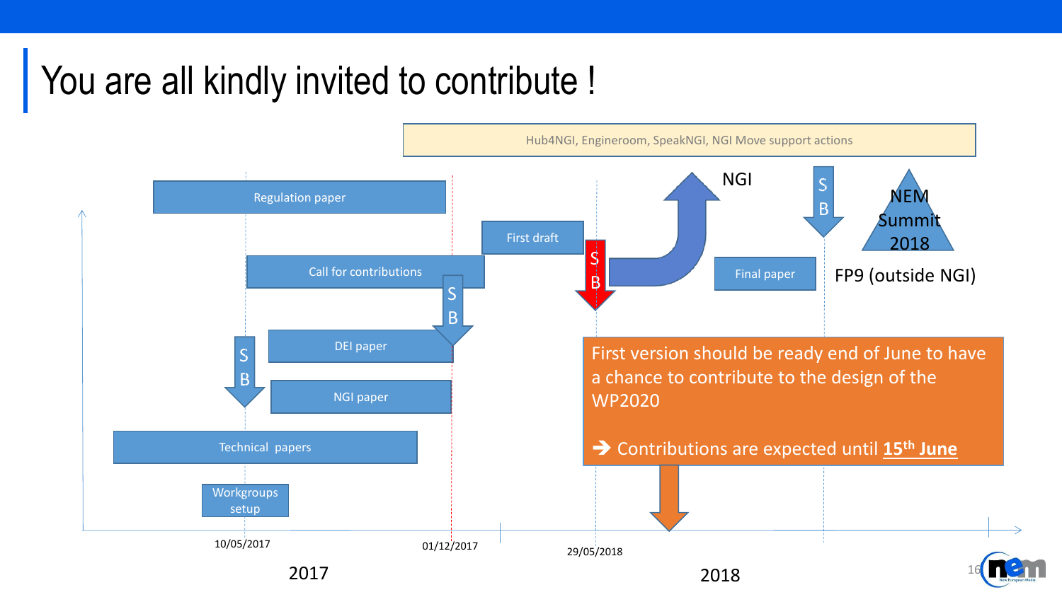# You are all kindly invited to contribute !

Hub4NGI, Engineroom, SpeakNGI, NGI Move support actions

Regulation paper

Call for contributions

First draft

DEI paper

NGI paper

Technical papers

Workgroups setup

SB

SB

SB

SB

NGI

NEM Summit 2018

Final paper

FP9 (outside NGI)

First version should be ready end of June to have a chance to contribute to the design of the WP2020

➔ Contributions are expected until **15th June**

10/05/2017

01/12/2017

29/05/2018

2017

2018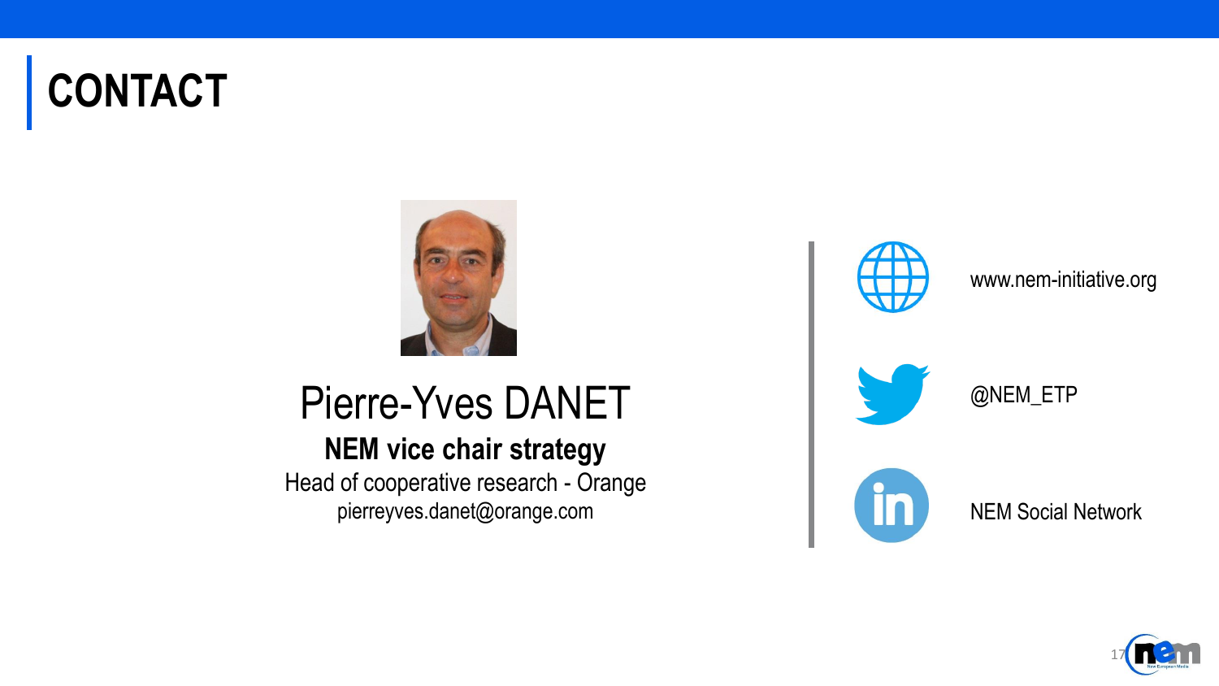# CONTACT

Pierre-Yves DANET

**NEM vice chair strategy**

Head of cooperative research - Orange

pierreyves.danet@orange.com

www.nem-initiative.org

@NEM_ETP

NEM Social Network